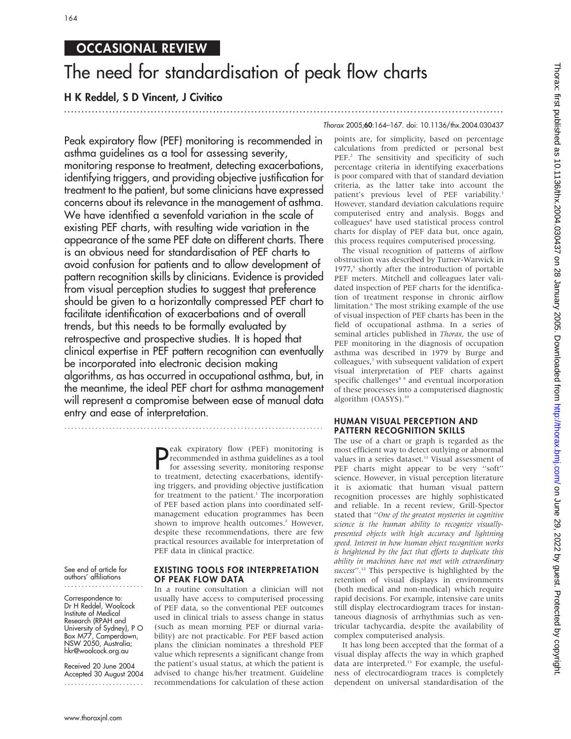OCCASIONAL REVIEW

# The need for standardisation of peak flow charts

**H K Reddel, S D Vincent, J Civitico**

Thorax 2005;**60**:164–167. doi: 10.1136/thx.2004.030437

Peak expiratory flow (PEF) monitoring is recommended in asthma guidelines as a tool for assessing severity, monitoring response to treatment, detecting exacerbations, identifying triggers, and providing objective justification for treatment to the patient, but some clinicians have expressed concerns about its relevance in the management of asthma. We have identified a sevenfold variation in the scale of existing PEF charts, with resulting wide variation in the appearance of the same PEF date on different charts. There is an obvious need for standardisation of PEF charts to avoid confusion for patients and to allow development of pattern recognition skills by clinicians. Evidence is provided from visual perception studies to suggest that preference should be given to a horizontally compressed PEF chart to facilitate identification of exacerbations and of overall trends, but this needs to be formally evaluated by retrospective and prospective studies. It is hoped that clinical expertise in PEF pattern recognition can eventually be incorporated into electronic decision making algorithms, as has occurred in occupational asthma, but, in the meantime, the ideal PEF chart for asthma management will represent a compromise between ease of manual data entry and ease of interpretation.

See end of article for authors' affiliations

Correspondence to: Dr H Reddel, Woolcock Institute of Medical Research (RPAH and University of Sydney), P O Box M77, Camperdown, NSW 2050, Australia; hkr@woolcock.org.au

Received 20 June 2004
Accepted 30 August 2004

Peak expiratory flow (PEF) monitoring is recommended in asthma guidelines as a tool for assessing severity, monitoring response to treatment, detecting exacerbations, identifying triggers, and providing objective justification for treatment to the patient.[1] The incorporation of PEF based action plans into coordinated self-management education programmes has been shown to improve health outcomes.[2] However, despite these recommendations, there are few practical resources available for interpretation of PEF data in clinical practice.

## EXISTING TOOLS FOR INTERPRETATION OF PEAK FLOW DATA

In a routine consultation a clinician will not usually have access to computerised processing of PEF data, so the conventional PEF outcomes used in clinical trials to assess change in status (such as mean morning PEF or diurnal variability) are not practicable. For PEF based action plans the clinician nominates a threshold PEF value which represents a significant change from the patient's usual status, at which the patient is advised to change his/her treatment. Guideline recommendations for calculation of these action points are, for simplicity, based on percentage calculations from predicted or personal best PEF.[2] The sensitivity and specificity of such percentage criteria in identifying exacerbations is poor compared with that of standard deviation criteria, as the latter take into account the patient's previous level of PEF variability.[3] However, standard deviation calculations require computerised entry and analysis. Boggs and colleagues[4] have used statistical process control charts for display of PEF data but, once again, this process requires computerised processing.

The visual recognition of patterns of airflow obstruction was described by Turner-Warwick in 1977,[5] shortly after the introduction of portable PEF meters. Mitchell and colleagues later validated inspection of PEF charts for the identification of treatment response in chronic airflow limitation.[6] The most striking example of the use of visual inspection of PEF charts has been in the field of occupational asthma. In a series of seminal articles published in *Thorax*, the use of PEF monitoring in the diagnosis of occupation asthma was described in 1979 by Burge and colleagues,[7] with subsequent validation of expert visual interpretation of PEF charts against specific challenges[8 9] and eventual incorporation of these processes into a computerised diagnostic algorithm (OASYS).[10]

## HUMAN VISUAL PERCEPTION AND PATTERN RECOGNITION SKILLS

The use of a chart or graph is regarded as the most efficient way to detect outlying or abnormal values in a series dataset.[11] Visual assessment of PEF charts might appear to be very "soft" science. However, in visual perception literature it is axiomatic that human visual pattern recognition processes are highly sophisticated and reliable. In a recent review, Grill-Spector stated that "*One of the greatest mysteries in cognitive science is the human ability to recognize visually-presented objects with high accuracy and lightning speed. Interest in how human object recognition works is heightened by the fact that efforts to duplicate this ability in machines have not met with extraordinary success*".[12] This perspective is highlighted by the retention of visual displays in environments (both medical and non-medical) which require rapid decisions. For example, intensive care units still display electrocardiogram traces for instantaneous diagnosis of arrhythmias such as ventricular tachycardia, despite the availability of complex computerised analysis.

It has long been accepted that the format of a visual display affects the way in which graphed data are interpreted.[13] For example, the usefulness of electrocardiogram traces is completely dependent on universal standardisation of the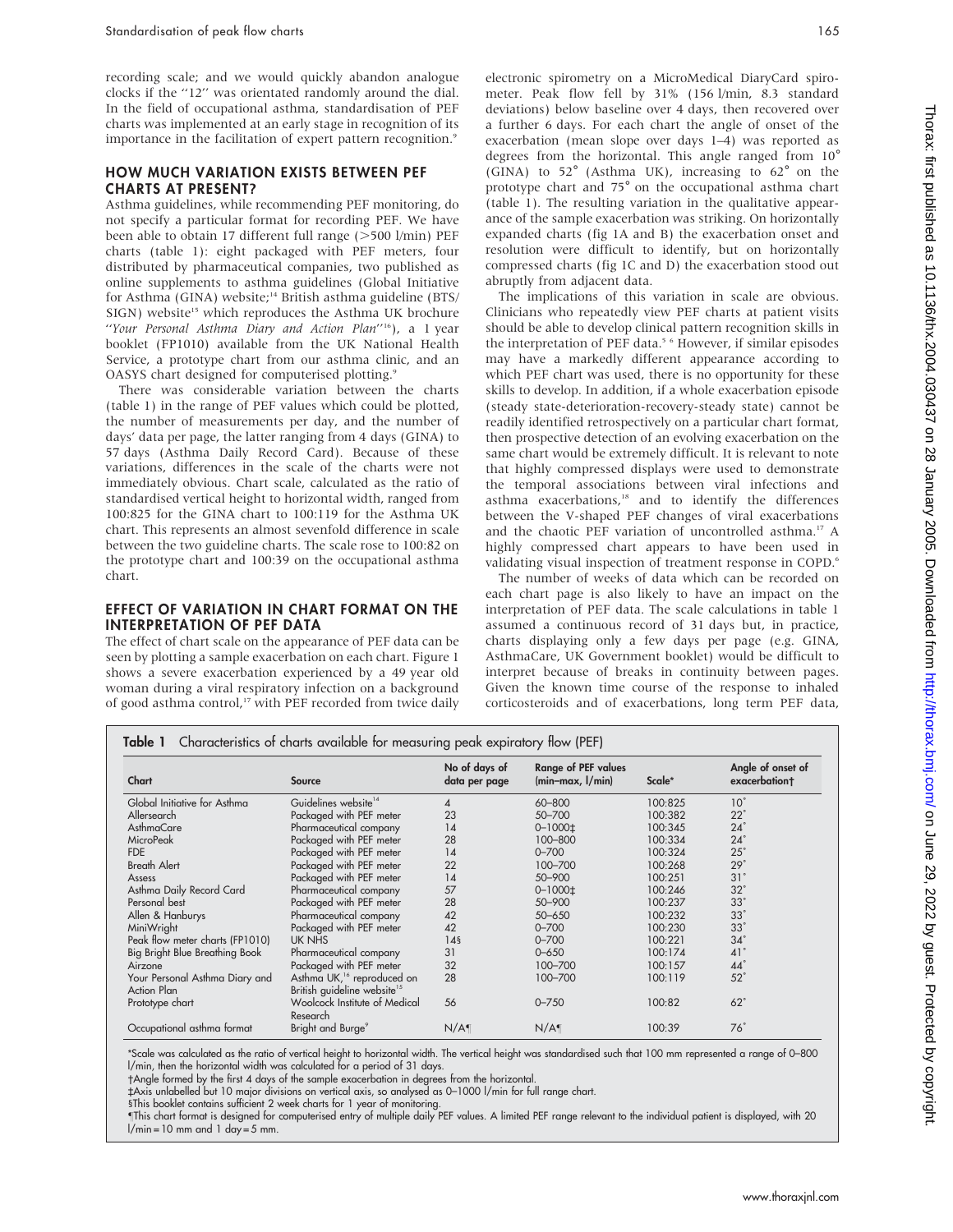recording scale; and we would quickly abandon analogue clocks if the "12" was orientated randomly around the dial. In the field of occupational asthma, standardisation of PEF charts was implemented at an early stage in recognition of its importance in the facilitation of expert pattern recognition.[9]

## HOW MUCH VARIATION EXISTS BETWEEN PEF CHARTS AT PRESENT?

Asthma guidelines, while recommending PEF monitoring, do not specify a particular format for recording PEF. We have been able to obtain 17 different full range (>500 l/min) PEF charts (table 1): eight packaged with PEF meters, four distributed by pharmaceutical companies, two published as online supplements to asthma guidelines (Global Initiative for Asthma (GINA) website;[14] British asthma guideline (BTS/SIGN) website[15] which reproduces the Asthma UK brochure "*Your Personal Asthma Diary and Action Plan*"[16]), a 1 year booklet (FP1010) available from the UK National Health Service, a prototype chart from our asthma clinic, and an OASYS chart designed for computerised plotting.[9]

There was considerable variation between the charts (table 1) in the range of PEF values which could be plotted, the number of measurements per day, and the number of days' data per page, the latter ranging from 4 days (GINA) to 57 days (Asthma Daily Record Card). Because of these variations, differences in the scale of the charts were not immediately obvious. Chart scale, calculated as the ratio of standardised vertical height to horizontal width, ranged from 100:825 for the GINA chart to 100:119 for the Asthma UK chart. This represents an almost sevenfold difference in scale between the two guideline charts. The scale rose to 100:82 on the prototype chart and 100:39 on the occupational asthma chart.

## EFFECT OF VARIATION IN CHART FORMAT ON THE INTERPRETATION OF PEF DATA

The effect of chart scale on the appearance of PEF data can be seen by plotting a sample exacerbation on each chart. Figure 1 shows a severe exacerbation experienced by a 49 year old woman during a viral respiratory infection on a background of good asthma control,[17] with PEF recorded from twice daily electronic spirometry on a MicroMedical DiaryCard spirometer. Peak flow fell by 31% (156 l/min, 8.3 standard deviations) below baseline over 4 days, then recovered over a further 6 days. For each chart the angle of onset of the exacerbation (mean slope over days 1–4) was reported as degrees from the horizontal. This angle ranged from 10° (GINA) to 52° (Asthma UK), increasing to 62° on the prototype chart and 75° on the occupational asthma chart (table 1). The resulting variation in the qualitative appearance of the sample exacerbation was striking. On horizontally expanded charts (fig 1A and B) the exacerbation onset and resolution were difficult to identify, but on horizontally compressed charts (fig 1C and D) the exacerbation stood out abruptly from adjacent data.

The implications of this variation in scale are obvious. Clinicians who repeatedly view PEF charts at patient visits should be able to develop clinical pattern recognition skills in the interpretation of PEF data.[5,6] However, if similar episodes may have a markedly different appearance according to which PEF chart was used, there is no opportunity for these skills to develop. In addition, if a whole exacerbation episode (steady state-deterioration-recovery-steady state) cannot be readily identified retrospectively on a particular chart format, then prospective detection of an evolving exacerbation on the same chart would be extremely difficult. It is relevant to note that highly compressed displays were used to demonstrate the temporal associations between viral infections and asthma exacerbations,[18] and to identify the differences between the V-shaped PEF changes of viral exacerbations and the chaotic PEF variation of uncontrolled asthma.[17] A highly compressed chart appears to have been used in validating visual inspection of treatment response in COPD.[6]

The number of weeks of data which can be recorded on each chart page is also likely to have an impact on the interpretation of PEF data. The scale calculations in table 1 assumed a continuous record of 31 days but, in practice, charts displaying only a few days per page (e.g. GINA, AsthmaCare, UK Government booklet) would be difficult to interpret because of breaks in continuity between pages. Given the known time course of the response to inhaled corticosteroids and of exacerbations, long term PEF data,

**Table 1** Characteristics of charts available for measuring peak expiratory flow (PEF)

| Chart | Source | No of days of data per page | Range of PEF values (min–max, l/min) | Scale* | Angle of onset of exacerbation† |
|---|---|---|---|---|---|
| Global Initiative for Asthma | Guidelines website[14] | 4 | 60–800 | 100:825 | 10° |
| Allersearch | Packaged with PEF meter | 23 | 50–700 | 100:382 | 22° |
| AsthmaCare | Pharmaceutical company | 14 | 0–1000‡ | 100:345 | 24° |
| MicroPeak | Packaged with PEF meter | 28 | 100–800 | 100:334 | 24° |
| FDE | Packaged with PEF meter | 14 | 0–700 | 100:324 | 25° |
| Breath Alert | Packaged with PEF meter | 22 | 100–700 | 100:268 | 29° |
| Assess | Packaged with PEF meter | 14 | 50–900 | 100:251 | 31° |
| Asthma Daily Record Card | Pharmaceutical company | 57 | 0–1000‡ | 100:246 | 32° |
| Personal best | Packaged with PEF meter | 28 | 50–900 | 100:237 | 33° |
| Allen & Hanburys | Pharmaceutical company | 42 | 50–650 | 100:232 | 33° |
| MiniWright | Packaged with PEF meter | 42 | 0–700 | 100:230 | 33° |
| Peak flow meter charts (FP1010) | UK NHS | 14§ | 0–700 | 100:221 | 34° |
| Big Bright Blue Breathing Book | Pharmaceutical company | 31 | 0–650 | 100:174 | 41° |
| Airzone | Packaged with PEF meter | 32 | 100–700 | 100:157 | 44° |
| Your Personal Asthma Diary and Action Plan | Asthma UK,[16] reproduced on British guideline website[15] | 28 | 100–700 | 100:119 | 52° |
| Prototype chart | Woolcock Institute of Medical Research | 56 | 0–750 | 100:82 | 62° |
| Occupational asthma format | Bright and Burge[9] | N/A¶ | N/A¶ | 100:39 | 76° |

*Scale was calculated as the ratio of vertical height to horizontal width. The vertical height was standardised such that 100 mm represented a range of 0–800 l/min, then the horizontal width was calculated for a period of 31 days.
†Angle formed by the first 4 days of the sample exacerbation in degrees from the horizontal.
‡Axis unlabelled but 10 major divisions on vertical axis, so analysed as 0–1000 l/min for full range chart.
§This booklet contains sufficient 2 week charts for 1 year of monitoring.
¶This chart format is designed for computerised entry of multiple daily PEF values. A limited PEF range relevant to the individual patient is displayed, with 20 l/min = 10 mm and 1 day = 5 mm.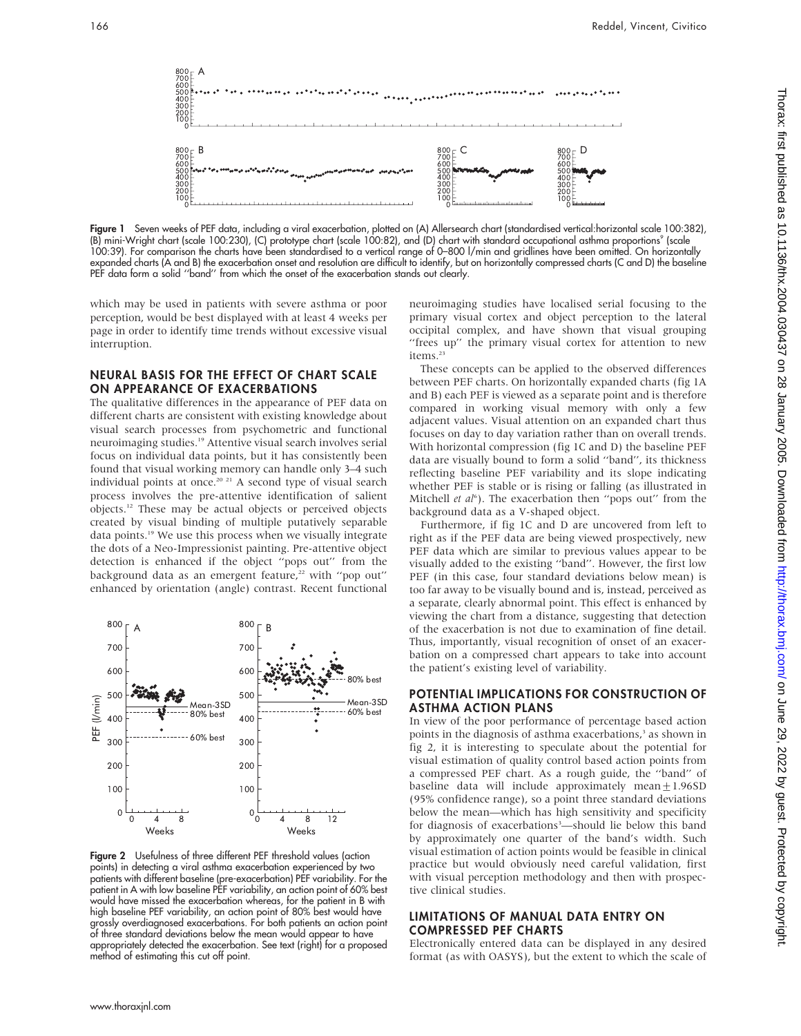**Figure 1** Seven weeks of PEF data, including a viral exacerbation, plotted on (A) Allersearch chart (standardised vertical:horizontal scale 100:382), (B) mini-Wright chart (scale 100:230), (C) prototype chart (scale 100:82), and (D) chart with standard occupational asthma proportions[9] (scale 100:39). For comparison the charts have been standardised to a vertical range of 0–800 l/min and gridlines have been omitted. On horizontally expanded charts (A and B) the exacerbation onset and resolution are difficult to identify, but on horizontally compressed charts (C and D) the baseline PEF data form a solid "band" from which the onset of the exacerbation stands out clearly.

which may be used in patients with severe asthma or poor perception, would be best displayed with at least 4 weeks per page in order to identify time trends without excessive visual interruption.

## NEURAL BASIS FOR THE EFFECT OF CHART SCALE ON APPEARANCE OF EXACERBATIONS

The qualitative differences in the appearance of PEF data on different charts are consistent with existing knowledge about visual search processes from psychometric and functional neuroimaging studies.[19] Attentive visual search involves serial focus on individual data points, but it has consistently been found that visual working memory can handle only 3–4 such individual points at once.[20 21] A second type of visual search process involves the pre-attentive identification of salient objects.[12] These may be actual objects or perceived objects created by visual binding of multiple putatively separable data points.[19] We use this process when we visually integrate the dots of a Neo-Impressionist painting. Pre-attentive object detection is enhanced if the object "pops out" from the background data as an emergent feature,[22] with "pop out" enhanced by orientation (angle) contrast. Recent functional neuroimaging studies have localised serial focusing to the primary visual cortex and object perception to the lateral occipital complex, and have shown that visual grouping "frees up" the primary visual cortex for attention to new items.[23]

These concepts can be applied to the observed differences between PEF charts. On horizontally expanded charts (fig 1A and B) each PEF is viewed as a separate point and is therefore compared in working visual memory with only a few adjacent values. Visual attention on an expanded chart thus focuses on day to day variation rather than on overall trends. With horizontal compression (fig 1C and D) the baseline PEF data are visually bound to form a solid "band", its thickness reflecting baseline PEF variability and its slope indicating whether PEF is stable or is rising or falling (as illustrated in Mitchell *et al*[6]). The exacerbation then "pops out" from the background data as a V-shaped object.

Furthermore, if fig 1C and D are uncovered from left to right as if the PEF data are being viewed prospectively, new PEF data which are similar to previous values appear to be visually added to the existing "band". However, the first low PEF (in this case, four standard deviations below mean) is too far away to be visually bound and is, instead, perceived as a separate, clearly abnormal point. This effect is enhanced by viewing the chart from a distance, suggesting that detection of the exacerbation is not due to examination of fine detail. Thus, importantly, visual recognition of onset of an exacerbation on a compressed chart appears to take into account the patient's existing level of variability.

**Figure 2** Usefulness of three different PEF threshold values (action points) in detecting a viral asthma exacerbation experienced by two patients with different baseline (pre-exacerbation) PEF variability. For the patient in A with low baseline PEF variability, an action point of 60% best would have missed the exacerbation whereas, for the patient in B with high baseline PEF variability, an action point of 80% best would have grossly overdiagnosed exacerbations. For both patients an action point of three standard deviations below the mean would appear to have appropriately detected the exacerbation. See text (right) for a proposed method of estimating this cut off point.

## POTENTIAL IMPLICATIONS FOR CONSTRUCTION OF ASTHMA ACTION PLANS

In view of the poor performance of percentage based action points in the diagnosis of asthma exacerbations,[3] as shown in fig 2, it is interesting to speculate about the potential for visual estimation of quality control based action points from a compressed PEF chart. As a rough guide, the "band" of baseline data will include approximately mean $\pm$ 1.96SD (95% confidence range), so a point three standard deviations below the mean—which has high sensitivity and specificity for diagnosis of exacerbations[3]—should lie below this band by approximately one quarter of the band's width. Such visual estimation of action points would be feasible in clinical practice but would obviously need careful validation, first with visual perception methodology and then with prospective clinical studies.

## LIMITATIONS OF MANUAL DATA ENTRY ON COMPRESSED PEF CHARTS

Electronically entered data can be displayed in any desired format (as with OASYS), but the extent to which the scale of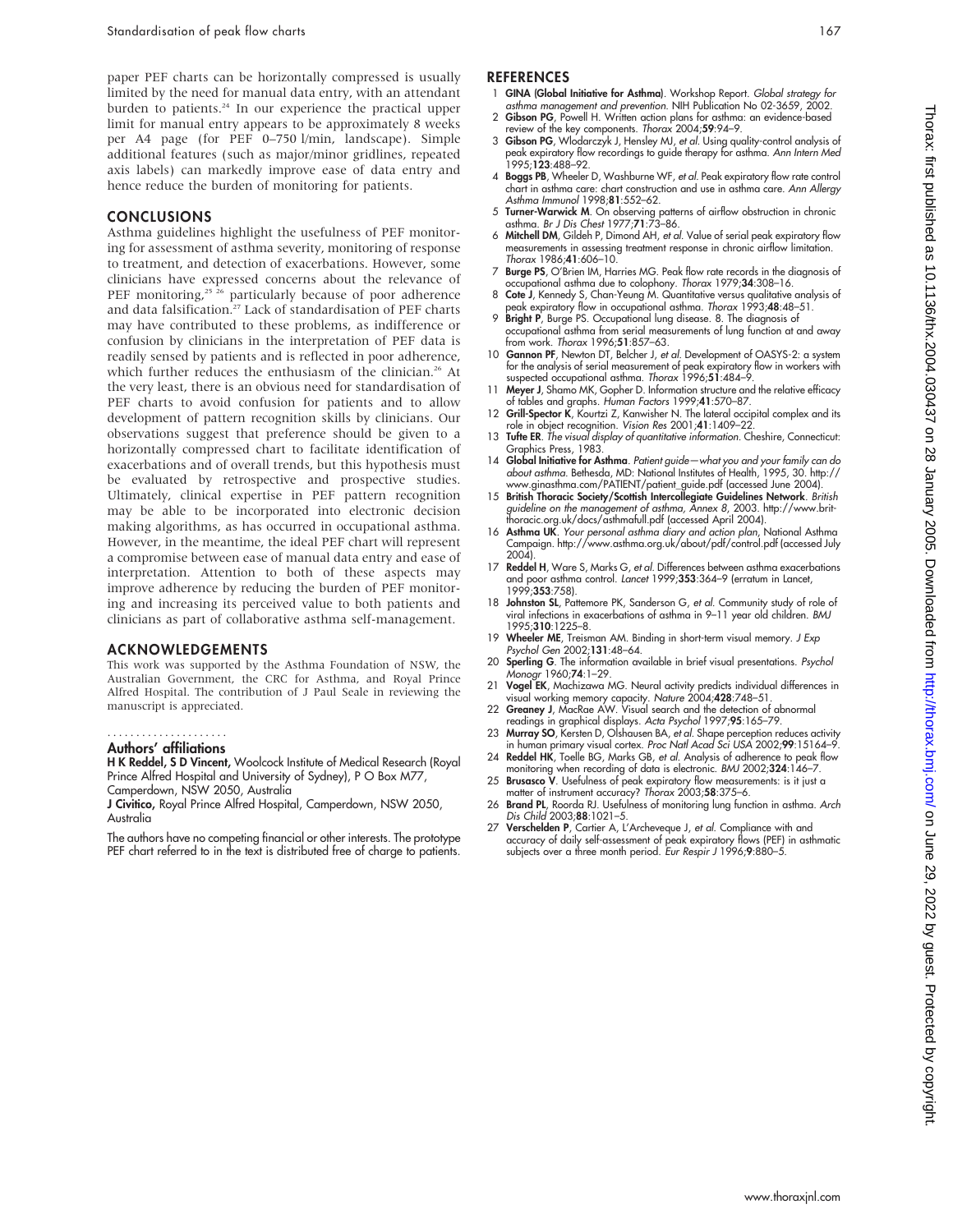paper PEF charts can be horizontally compressed is usually limited by the need for manual data entry, with an attendant burden to patients.[24] In our experience the practical upper limit for manual entry appears to be approximately 8 weeks per A4 page (for PEF 0–750 l/min, landscape). Simple additional features (such as major/minor gridlines, repeated axis labels) can markedly improve ease of data entry and hence reduce the burden of monitoring for patients.

## CONCLUSIONS

Asthma guidelines highlight the usefulness of PEF monitoring for assessment of asthma severity, monitoring of response to treatment, and detection of exacerbations. However, some clinicians have expressed concerns about the relevance of PEF monitoring,[25 26] particularly because of poor adherence and data falsification.[27] Lack of standardisation of PEF charts may have contributed to these problems, as indifference or confusion by clinicians in the interpretation of PEF data is readily sensed by patients and is reflected in poor adherence, which further reduces the enthusiasm of the clinician.[26] At the very least, there is an obvious need for standardisation of PEF charts to avoid confusion for patients and to allow development of pattern recognition skills by clinicians. Our observations suggest that preference should be given to a horizontally compressed chart to facilitate identification of exacerbations and of overall trends, but this hypothesis must be evaluated by retrospective and prospective studies. Ultimately, clinical expertise in PEF pattern recognition may be able to be incorporated into electronic decision making algorithms, as has occurred in occupational asthma. However, in the meantime, the ideal PEF chart will represent a compromise between ease of manual data entry and ease of interpretation. Attention to both of these aspects may improve adherence by reducing the burden of PEF monitoring and increasing its perceived value to both patients and clinicians as part of collaborative asthma self-management.

## ACKNOWLEDGEMENTS

This work was supported by the Asthma Foundation of NSW, the Australian Government, the CRC for Asthma, and Royal Prince Alfred Hospital. The contribution of J Paul Seale in reviewing the manuscript is appreciated.

### Authors' affiliations

**H K Reddel, S D Vincent,** Woolcock Institute of Medical Research (Royal Prince Alfred Hospital and University of Sydney), P O Box M77, Camperdown, NSW 2050, Australia
**J Civitico,** Royal Prince Alfred Hospital, Camperdown, NSW 2050, Australia

The authors have no competing financial or other interests. The prototype PEF chart referred to in the text is distributed free of charge to patients.

## REFERENCES

1. **GINA (Global Initiative for Asthma)**. Workshop Report. *Global strategy for asthma management and prevention*. NIH Publication No 02-3659, 2002.
2. **Gibson PG**, Powell H. Written action plans for asthma: an evidence-based review of the key components. *Thorax* 2004;**59**:94–9.
3. **Gibson PG**, Wlodarczyk J, Hensley MJ, *et al*. Using quality-control analysis of peak expiratory flow recordings to guide therapy for asthma. *Ann Intern Med* 1995;**123**:488–92.
4. **Boggs PB**, Wheeler D, Washburne WF, *et al*. Peak expiratory flow rate control chart in asthma care: chart construction and use in asthma care. *Ann Allergy Asthma Immunol* 1998;**81**:552–62.
5. **Turner-Warwick M**. On observing patterns of airflow obstruction in chronic asthma. *Br J Dis Chest* 1977;**71**:73–86.
6. **Mitchell DM**, Gildeh P, Dimond AH, *et al*. Value of serial peak expiratory flow measurements in assessing treatment response in chronic airflow limitation. *Thorax* 1986;**41**:606–10.
7. **Burge PS**, O'Brien IM, Harries MG. Peak flow rate records in the diagnosis of occupational asthma due to colophony. *Thorax* 1979;**34**:308–16.
8. **Cote J**, Kennedy S, Chan-Yeung M. Quantitative versus qualitative analysis of peak expiratory flow in occupational asthma. *Thorax* 1993;**48**:48–51.
9. **Bright P**, Burge PS. Occupational lung disease. 8. The diagnosis of occupational asthma from serial measurements of lung function at and away from work. *Thorax* 1996;**51**:857–63.
10. **Gannon PF**, Newton DT, Belcher J, *et al*. Development of OASYS-2: a system for the analysis of serial measurement of peak expiratory flow in workers with suspected occupational asthma. *Thorax* 1996;**51**:484–9.
11. **Meyer J**, Shamo MK, Gopher D. Information structure and the relative efficacy of tables and graphs. *Human Factors* 1999;**41**:570–87.
12. **Grill-Spector K**, Kourtzi Z, Kanwisher N. The lateral occipital complex and its role in object recognition. *Vision Res* 2001;**41**:1409–22.
13. **Tufte ER**. *The visual display of quantitative information*. Cheshire, Connecticut: Graphics Press, 1983.
14. **Global Initiative for Asthma**. *Patient guide—what you and your family can do about asthma*. Bethesda, MD: National Institutes of Health, 1995, 30. http://www.ginasthma.com/PATIENT/patient_guide.pdf (accessed June 2004).
15. **British Thoracic Society/Scottish Intercollegiate Guidelines Network**. *British guideline on the management of asthma, Annex 8*, 2003. http://www.brit-thoracic.org.uk/docs/asthmafull.pdf (accessed April 2004).
16. **Asthma UK**. *Your personal asthma diary and action plan*, National Asthma Campaign. http://www.asthma.org.uk/about/pdf/control.pdf (accessed July 2004).
17. **Reddel H**, Ware S, Marks G, *et al*. Differences between asthma exacerbations and poor asthma control. *Lancet* 1999;**353**:364–9 (erratum in Lancet, 1999;**353**:758).
18. **Johnston SL**, Pattemore PK, Sanderson G, *et al*. Community study of role of viral infections in exacerbations of asthma in 9–11 year old children. *BMJ* 1995;**310**:1225–8.
19. **Wheeler ME**, Treisman AM. Binding in short-term visual memory. *J Exp Psychol Gen* 2002;**131**:48–64.
20. **Sperling G**. The information available in brief visual presentations. *Psychol Monogr* 1960;**74**:1–29.
21. **Vogel EK**, Machizawa MG. Neural activity predicts individual differences in visual working memory capacity. *Nature* 2004;**428**:748–51.
22. **Greaney J**, MacRae AW. Visual search and the detection of abnormal readings in graphical displays. *Acta Psychol* 1997;**95**:165–79.
23. **Murray SO**, Kersten D, Olshausen BA, *et al*. Shape perception reduces activity in human primary visual cortex. *Proc Natl Acad Sci USA* 2002;**99**:15164–9.
24. **Reddel HK**, Toelle BG, Marks GB, *et al*. Analysis of adherence to peak flow monitoring when recording of data is electronic. *BMJ* 2002;**324**:146–7.
25. **Brusasco V**. Usefulness of peak expiratory flow measurements: is it just a matter of instrument accuracy? *Thorax* 2003;**58**:375–6.
26. **Brand PL**, Roorda RJ. Usefulness of monitoring lung function in asthma. *Arch Dis Child* 2003;**88**:1021–5.
27. **Verschelden P**, Cartier A, L'Archeveque J, *et al*. Compliance with and accuracy of daily self-assessment of peak expiratory flows (PEF) in asthmatic subjects over a three month period. *Eur Respir J* 1996;**9**:880–5.